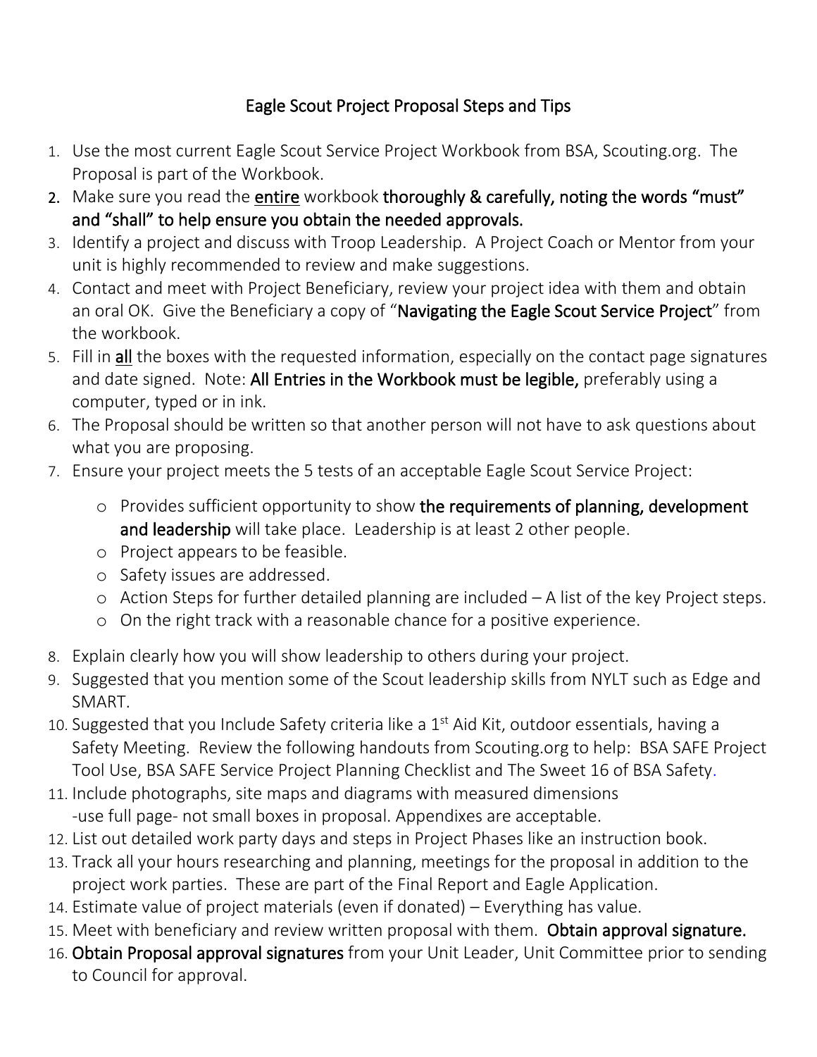# Eagle Scout Project Proposal Steps and Tips

1. Use the most current Eagle Scout Service Project Workbook from BSA, Scouting.org. The Proposal is part of the Workbook.
2. Make sure you read the <u>entire</u> workbook **thoroughly & carefully, noting the words "must" and "shall" to help ensure you obtain the needed approvals.**
3. Identify a project and discuss with Troop Leadership. A Project Coach or Mentor from your unit is highly recommended to review and make suggestions.
4. Contact and meet with Project Beneficiary, review your project idea with them and obtain an oral OK. Give the Beneficiary a copy of "**Navigating the Eagle Scout Service Project**" from the workbook.
5. Fill in <u>**all**</u> the boxes with the requested information, especially on the contact page signatures and date signed. Note: **All Entries in the Workbook must be legible,** preferably using a computer, typed or in ink.
6. The Proposal should be written so that another person will not have to ask questions about what you are proposing.
7. Ensure your project meets the 5 tests of an acceptable Eagle Scout Service Project:
   - Provides sufficient opportunity to show **the requirements of planning, development and leadership** will take place. Leadership is at least 2 other people.
   - Project appears to be feasible.
   - Safety issues are addressed.
   - Action Steps for further detailed planning are included – A list of the key Project steps.
   - On the right track with a reasonable chance for a positive experience.
8. Explain clearly how you will show leadership to others during your project.
9. Suggested that you mention some of the Scout leadership skills from NYLT such as Edge and SMART.
10. Suggested that you Include Safety criteria like a 1st Aid Kit, outdoor essentials, having a Safety Meeting. Review the following handouts from Scouting.org to help: BSA SAFE Project Tool Use, BSA SAFE Service Project Planning Checklist and The Sweet 16 of BSA Safety.
11. Include photographs, site maps and diagrams with measured dimensions -use full page- not small boxes in proposal. Appendixes are acceptable.
12. List out detailed work party days and steps in Project Phases like an instruction book.
13. Track all your hours researching and planning, meetings for the proposal in addition to the project work parties. These are part of the Final Report and Eagle Application.
14. Estimate value of project materials (even if donated) – Everything has value.
15. Meet with beneficiary and review written proposal with them. **Obtain approval signature.**
16. **Obtain Proposal approval signatures** from your Unit Leader, Unit Committee prior to sending to Council for approval.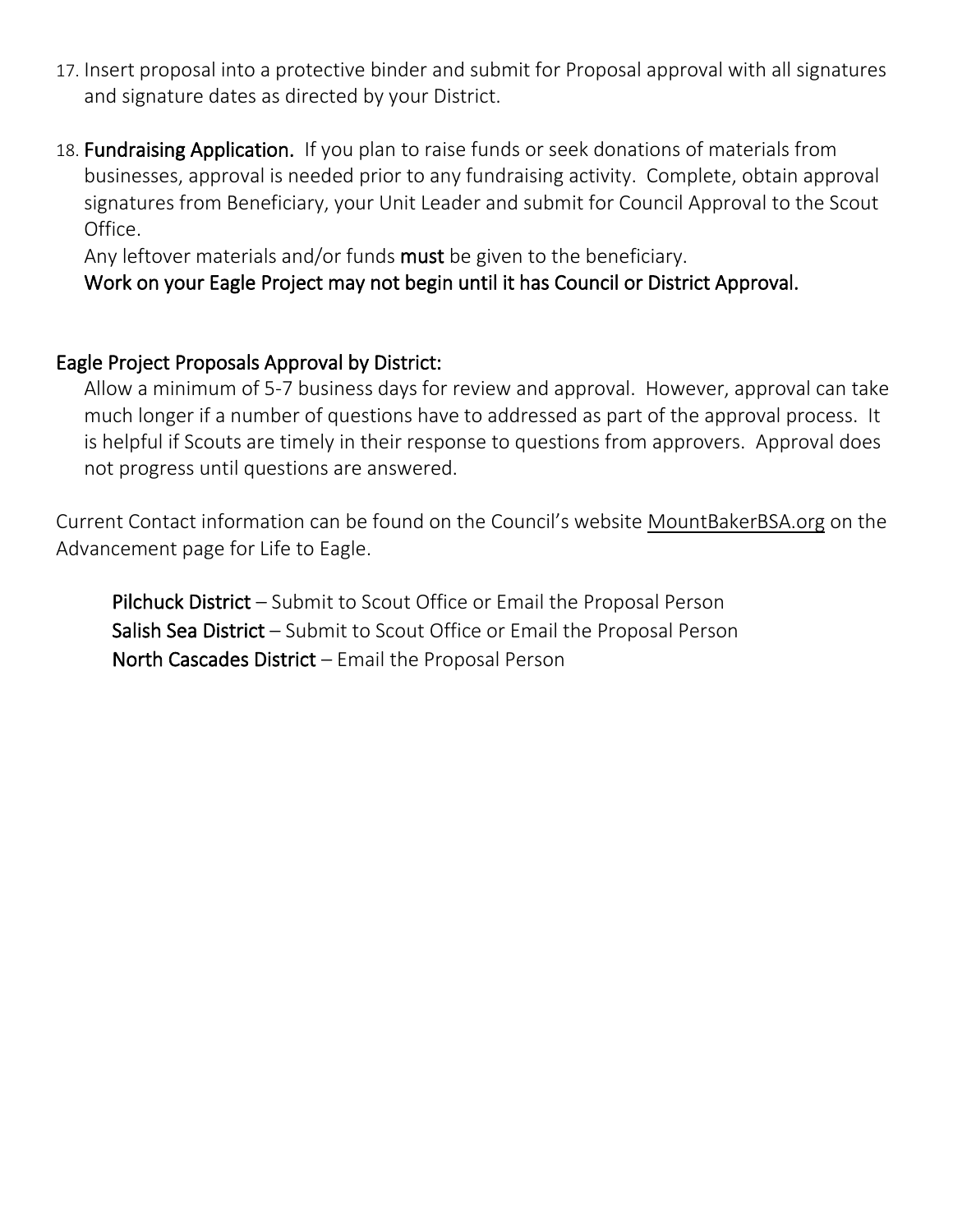17. Insert proposal into a protective binder and submit for Proposal approval with all signatures and signature dates as directed by your District.
18. **Fundraising Application.** If you plan to raise funds or seek donations of materials from businesses, approval is needed prior to any fundraising activity. Complete, obtain approval signatures from Beneficiary, your Unit Leader and submit for Council Approval to the Scout Office.
    Any leftover materials and/or funds **must** be given to the beneficiary.
    **Work on your Eagle Project may not begin until it has Council or District Approval.**

## Eagle Project Proposals Approval by District:

Allow a minimum of 5-7 business days for review and approval. However, approval can take much longer if a number of questions have to addressed as part of the approval process. It is helpful if Scouts are timely in their response to questions from approvers. Approval does not progress until questions are answered.

Current Contact information can be found on the Council's website MountBakerBSA.org on the Advancement page for Life to Eagle.

**Pilchuck District** – Submit to Scout Office or Email the Proposal Person
**Salish Sea District** – Submit to Scout Office or Email the Proposal Person
**North Cascades District** – Email the Proposal Person